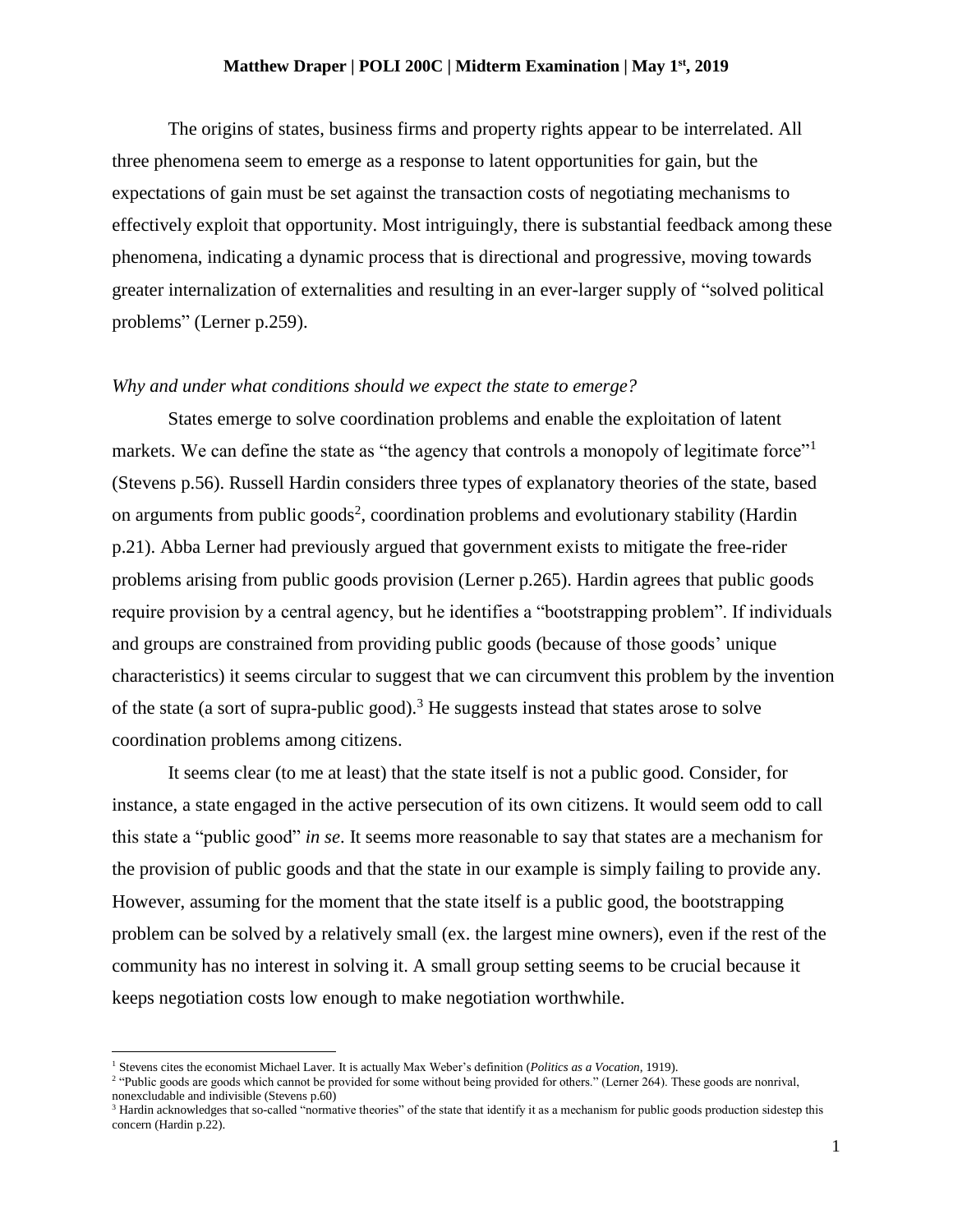The origins of states, business firms and property rights appear to be interrelated. All three phenomena seem to emerge as a response to latent opportunities for gain, but the expectations of gain must be set against the transaction costs of negotiating mechanisms to effectively exploit that opportunity. Most intriguingly, there is substantial feedback among these phenomena, indicating a dynamic process that is directional and progressive, moving towards greater internalization of externalities and resulting in an ever-larger supply of "solved political problems" (Lerner p.259).

*Why and under what conditions should we expect the state to emerge?*

States emerge to solve coordination problems and enable the exploitation of latent markets. We can define the state as "the agency that controls a monopoly of legitimate force"[1] (Stevens p.56). Russell Hardin considers three types of explanatory theories of the state, based on arguments from public goods[2], coordination problems and evolutionary stability (Hardin p.21). Abba Lerner had previously argued that government exists to mitigate the free-rider problems arising from public goods provision (Lerner p.265). Hardin agrees that public goods require provision by a central agency, but he identifies a "bootstrapping problem". If individuals and groups are constrained from providing public goods (because of those goods' unique characteristics) it seems circular to suggest that we can circumvent this problem by the invention of the state (a sort of supra-public good).[3] He suggests instead that states arose to solve coordination problems among citizens.

It seems clear (to me at least) that the state itself is not a public good. Consider, for instance, a state engaged in the active persecution of its own citizens. It would seem odd to call this state a "public good" *in se*. It seems more reasonable to say that states are a mechanism for the provision of public goods and that the state in our example is simply failing to provide any. However, assuming for the moment that the state itself is a public good, the bootstrapping problem can be solved by a relatively small (ex. the largest mine owners), even if the rest of the community has no interest in solving it. A small group setting seems to be crucial because it keeps negotiation costs low enough to make negotiation worthwhile.

---

[1] Stevens cites the economist Michael Laver. It is actually Max Weber's definition (*Politics as a Vocation*, 1919).

[2] "Public goods are goods which cannot be provided for some without being provided for others." (Lerner 264). These goods are nonrival, nonexcludable and indivisible (Stevens p.60)

[3] Hardin acknowledges that so-called "normative theories" of the state that identify it as a mechanism for public goods production sidestep this concern (Hardin p.22).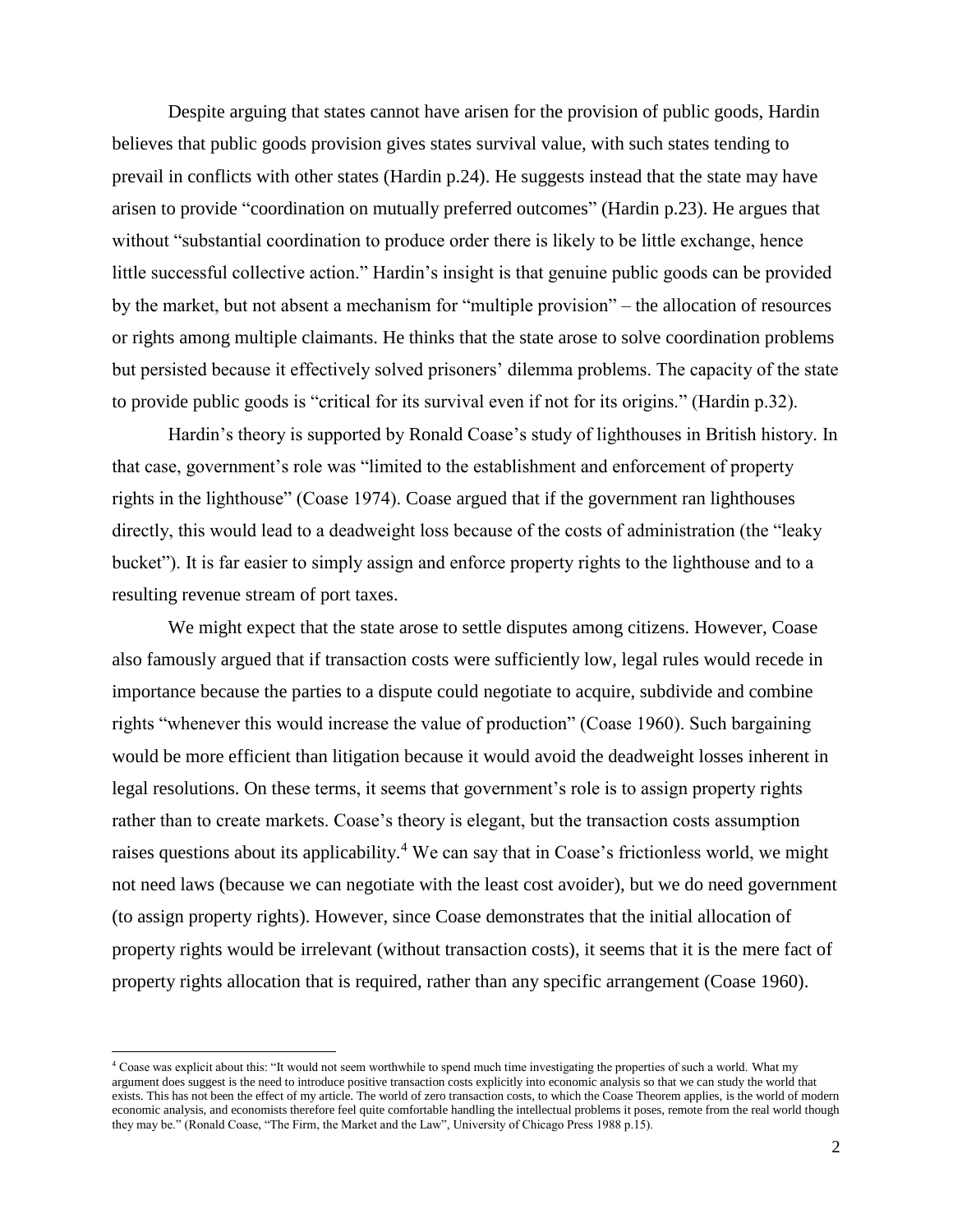Despite arguing that states cannot have arisen for the provision of public goods, Hardin believes that public goods provision gives states survival value, with such states tending to prevail in conflicts with other states (Hardin p.24). He suggests instead that the state may have arisen to provide "coordination on mutually preferred outcomes" (Hardin p.23). He argues that without "substantial coordination to produce order there is likely to be little exchange, hence little successful collective action." Hardin's insight is that genuine public goods can be provided by the market, but not absent a mechanism for "multiple provision" – the allocation of resources or rights among multiple claimants. He thinks that the state arose to solve coordination problems but persisted because it effectively solved prisoners' dilemma problems. The capacity of the state to provide public goods is "critical for its survival even if not for its origins." (Hardin p.32).

Hardin's theory is supported by Ronald Coase's study of lighthouses in British history. In that case, government's role was "limited to the establishment and enforcement of property rights in the lighthouse" (Coase 1974). Coase argued that if the government ran lighthouses directly, this would lead to a deadweight loss because of the costs of administration (the "leaky bucket"). It is far easier to simply assign and enforce property rights to the lighthouse and to a resulting revenue stream of port taxes.

We might expect that the state arose to settle disputes among citizens. However, Coase also famously argued that if transaction costs were sufficiently low, legal rules would recede in importance because the parties to a dispute could negotiate to acquire, subdivide and combine rights "whenever this would increase the value of production" (Coase 1960). Such bargaining would be more efficient than litigation because it would avoid the deadweight losses inherent in legal resolutions. On these terms, it seems that government's role is to assign property rights rather than to create markets. Coase's theory is elegant, but the transaction costs assumption raises questions about its applicability.[4] We can say that in Coase's frictionless world, we might not need laws (because we can negotiate with the least cost avoider), but we do need government (to assign property rights). However, since Coase demonstrates that the initial allocation of property rights would be irrelevant (without transaction costs), it seems that it is the mere fact of property rights allocation that is required, rather than any specific arrangement (Coase 1960).

---

[4] Coase was explicit about this: "It would not seem worthwhile to spend much time investigating the properties of such a world. What my argument does suggest is the need to introduce positive transaction costs explicitly into economic analysis so that we can study the world that exists. This has not been the effect of my article. The world of zero transaction costs, to which the Coase Theorem applies, is the world of modern economic analysis, and economists therefore feel quite comfortable handling the intellectual problems it poses, remote from the real world though they may be." (Ronald Coase, "The Firm, the Market and the Law", University of Chicago Press 1988 p.15).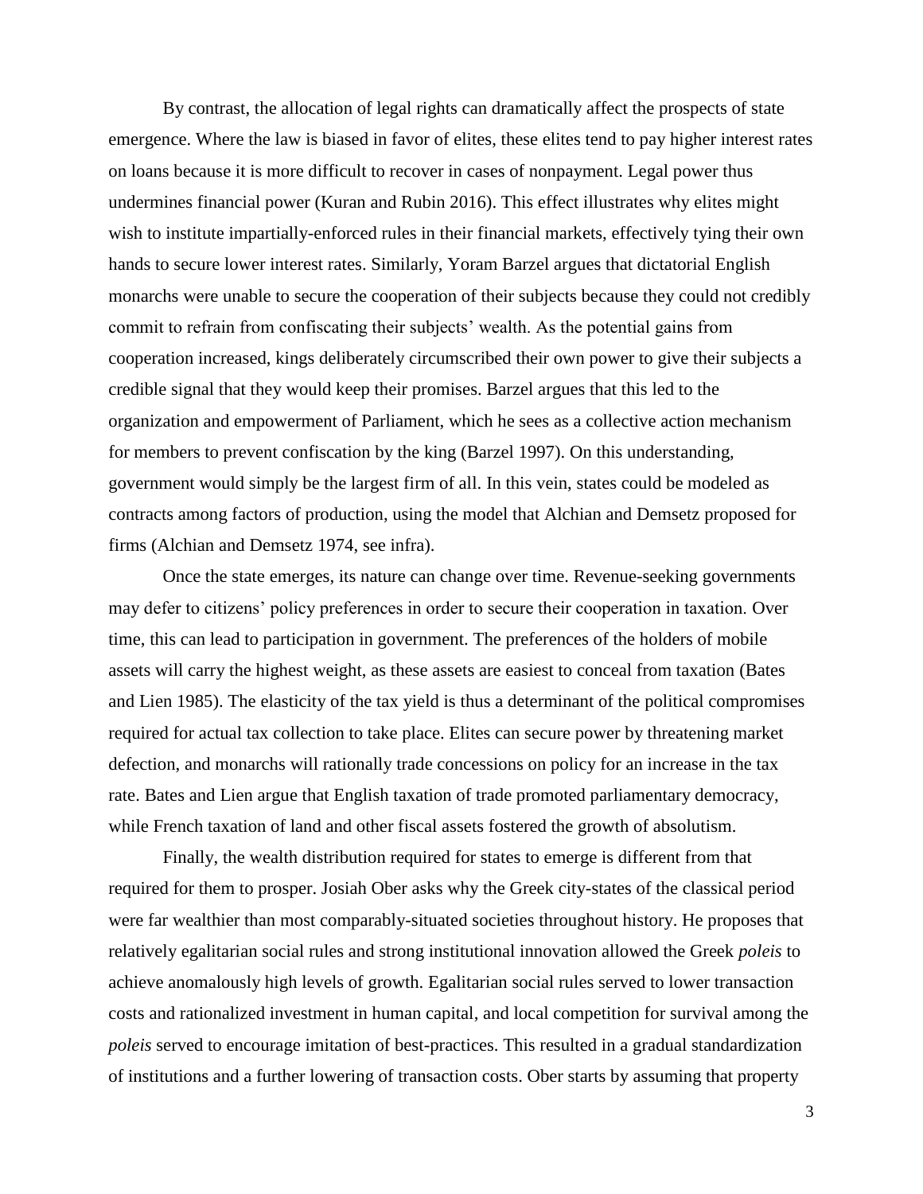By contrast, the allocation of legal rights can dramatically affect the prospects of state emergence. Where the law is biased in favor of elites, these elites tend to pay higher interest rates on loans because it is more difficult to recover in cases of nonpayment. Legal power thus undermines financial power (Kuran and Rubin 2016). This effect illustrates why elites might wish to institute impartially-enforced rules in their financial markets, effectively tying their own hands to secure lower interest rates. Similarly, Yoram Barzel argues that dictatorial English monarchs were unable to secure the cooperation of their subjects because they could not credibly commit to refrain from confiscating their subjects' wealth. As the potential gains from cooperation increased, kings deliberately circumscribed their own power to give their subjects a credible signal that they would keep their promises. Barzel argues that this led to the organization and empowerment of Parliament, which he sees as a collective action mechanism for members to prevent confiscation by the king (Barzel 1997). On this understanding, government would simply be the largest firm of all. In this vein, states could be modeled as contracts among factors of production, using the model that Alchian and Demsetz proposed for firms (Alchian and Demsetz 1974, see infra).

Once the state emerges, its nature can change over time. Revenue-seeking governments may defer to citizens' policy preferences in order to secure their cooperation in taxation. Over time, this can lead to participation in government. The preferences of the holders of mobile assets will carry the highest weight, as these assets are easiest to conceal from taxation (Bates and Lien 1985). The elasticity of the tax yield is thus a determinant of the political compromises required for actual tax collection to take place. Elites can secure power by threatening market defection, and monarchs will rationally trade concessions on policy for an increase in the tax rate. Bates and Lien argue that English taxation of trade promoted parliamentary democracy, while French taxation of land and other fiscal assets fostered the growth of absolutism.

Finally, the wealth distribution required for states to emerge is different from that required for them to prosper. Josiah Ober asks why the Greek city-states of the classical period were far wealthier than most comparably-situated societies throughout history. He proposes that relatively egalitarian social rules and strong institutional innovation allowed the Greek *poleis* to achieve anomalously high levels of growth. Egalitarian social rules served to lower transaction costs and rationalized investment in human capital, and local competition for survival among the *poleis* served to encourage imitation of best-practices. This resulted in a gradual standardization of institutions and a further lowering of transaction costs. Ober starts by assuming that property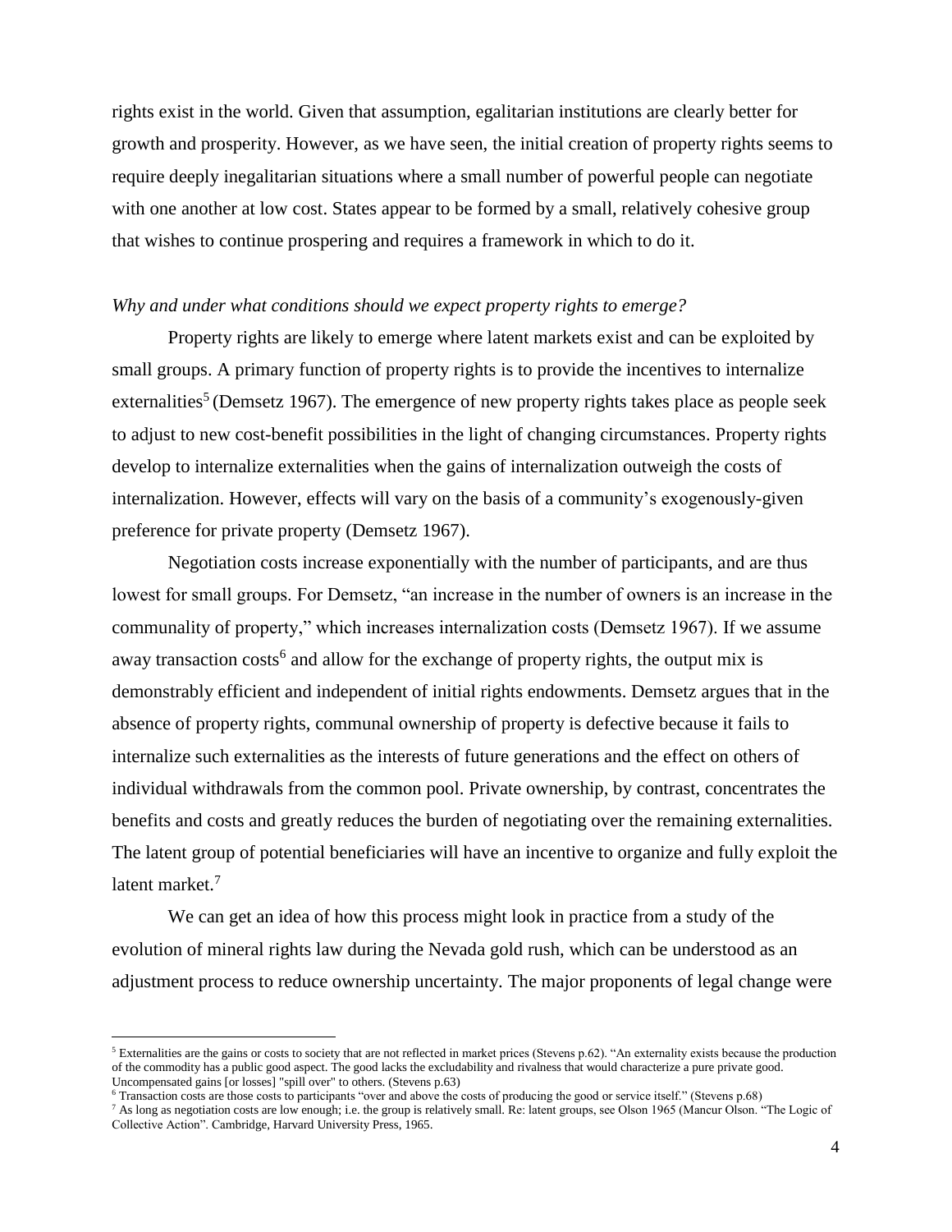rights exist in the world. Given that assumption, egalitarian institutions are clearly better for growth and prosperity. However, as we have seen, the initial creation of property rights seems to require deeply inegalitarian situations where a small number of powerful people can negotiate with one another at low cost. States appear to be formed by a small, relatively cohesive group that wishes to continue prospering and requires a framework in which to do it.

*Why and under what conditions should we expect property rights to emerge?*

Property rights are likely to emerge where latent markets exist and can be exploited by small groups. A primary function of property rights is to provide the incentives to internalize externalities[5] (Demsetz 1967). The emergence of new property rights takes place as people seek to adjust to new cost-benefit possibilities in the light of changing circumstances. Property rights develop to internalize externalities when the gains of internalization outweigh the costs of internalization. However, effects will vary on the basis of a community's exogenously-given preference for private property (Demsetz 1967).

Negotiation costs increase exponentially with the number of participants, and are thus lowest for small groups. For Demsetz, "an increase in the number of owners is an increase in the communality of property," which increases internalization costs (Demsetz 1967). If we assume away transaction costs[6] and allow for the exchange of property rights, the output mix is demonstrably efficient and independent of initial rights endowments. Demsetz argues that in the absence of property rights, communal ownership of property is defective because it fails to internalize such externalities as the interests of future generations and the effect on others of individual withdrawals from the common pool. Private ownership, by contrast, concentrates the benefits and costs and greatly reduces the burden of negotiating over the remaining externalities. The latent group of potential beneficiaries will have an incentive to organize and fully exploit the latent market.[7]

We can get an idea of how this process might look in practice from a study of the evolution of mineral rights law during the Nevada gold rush, which can be understood as an adjustment process to reduce ownership uncertainty. The major proponents of legal change were

---

[5] Externalities are the gains or costs to society that are not reflected in market prices (Stevens p.62). "An externality exists because the production of the commodity has a public good aspect. The good lacks the excludability and rivalness that would characterize a pure private good. Uncompensated gains [or losses] "spill over" to others. (Stevens p.63)

[6] Transaction costs are those costs to participants "over and above the costs of producing the good or service itself." (Stevens p.68)

[7] As long as negotiation costs are low enough; i.e. the group is relatively small. Re: latent groups, see Olson 1965 (Mancur Olson. "The Logic of Collective Action". Cambridge, Harvard University Press, 1965.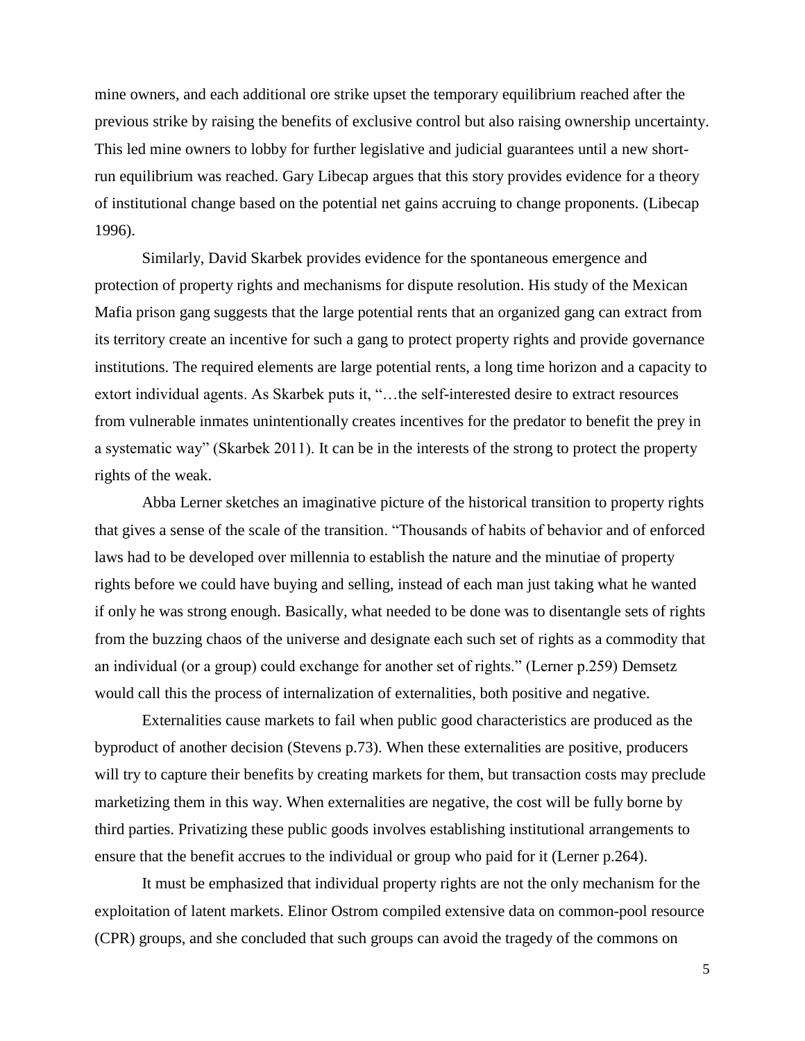mine owners, and each additional ore strike upset the temporary equilibrium reached after the previous strike by raising the benefits of exclusive control but also raising ownership uncertainty. This led mine owners to lobby for further legislative and judicial guarantees until a new short-run equilibrium was reached. Gary Libecap argues that this story provides evidence for a theory of institutional change based on the potential net gains accruing to change proponents. (Libecap 1996).

Similarly, David Skarbek provides evidence for the spontaneous emergence and protection of property rights and mechanisms for dispute resolution. His study of the Mexican Mafia prison gang suggests that the large potential rents that an organized gang can extract from its territory create an incentive for such a gang to protect property rights and provide governance institutions. The required elements are large potential rents, a long time horizon and a capacity to extort individual agents. As Skarbek puts it, "…the self-interested desire to extract resources from vulnerable inmates unintentionally creates incentives for the predator to benefit the prey in a systematic way" (Skarbek 2011). It can be in the interests of the strong to protect the property rights of the weak.

Abba Lerner sketches an imaginative picture of the historical transition to property rights that gives a sense of the scale of the transition. "Thousands of habits of behavior and of enforced laws had to be developed over millennia to establish the nature and the minutiae of property rights before we could have buying and selling, instead of each man just taking what he wanted if only he was strong enough. Basically, what needed to be done was to disentangle sets of rights from the buzzing chaos of the universe and designate each such set of rights as a commodity that an individual (or a group) could exchange for another set of rights." (Lerner p.259) Demsetz would call this the process of internalization of externalities, both positive and negative.

Externalities cause markets to fail when public good characteristics are produced as the byproduct of another decision (Stevens p.73). When these externalities are positive, producers will try to capture their benefits by creating markets for them, but transaction costs may preclude marketizing them in this way. When externalities are negative, the cost will be fully borne by third parties. Privatizing these public goods involves establishing institutional arrangements to ensure that the benefit accrues to the individual or group who paid for it (Lerner p.264).

It must be emphasized that individual property rights are not the only mechanism for the exploitation of latent markets. Elinor Ostrom compiled extensive data on common-pool resource (CPR) groups, and she concluded that such groups can avoid the tragedy of the commons on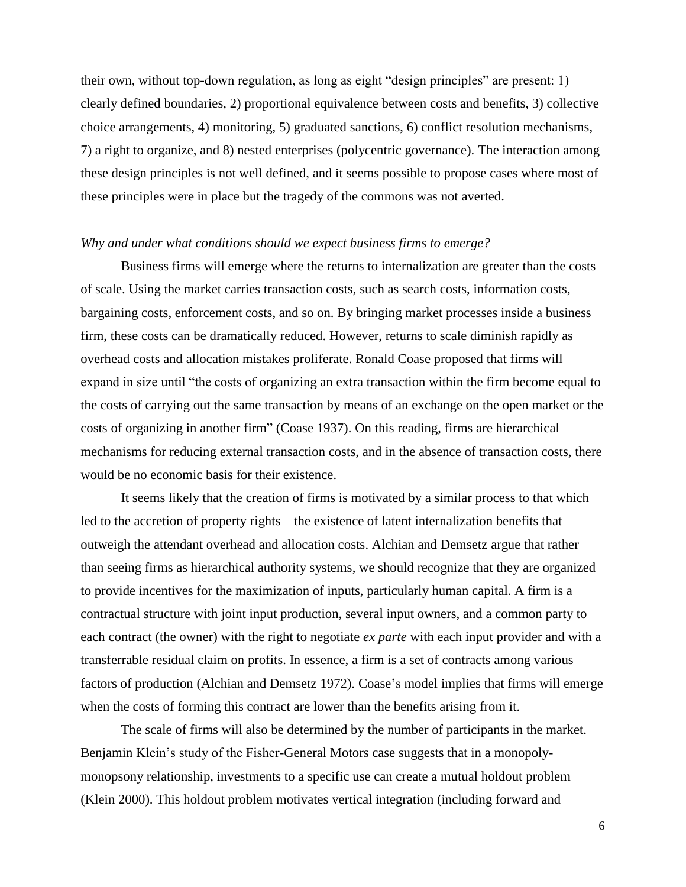their own, without top-down regulation, as long as eight "design principles" are present: 1) clearly defined boundaries, 2) proportional equivalence between costs and benefits, 3) collective choice arrangements, 4) monitoring, 5) graduated sanctions, 6) conflict resolution mechanisms, 7) a right to organize, and 8) nested enterprises (polycentric governance). The interaction among these design principles is not well defined, and it seems possible to propose cases where most of these principles were in place but the tragedy of the commons was not averted.

*Why and under what conditions should we expect business firms to emerge?*

Business firms will emerge where the returns to internalization are greater than the costs of scale. Using the market carries transaction costs, such as search costs, information costs, bargaining costs, enforcement costs, and so on. By bringing market processes inside a business firm, these costs can be dramatically reduced. However, returns to scale diminish rapidly as overhead costs and allocation mistakes proliferate. Ronald Coase proposed that firms will expand in size until "the costs of organizing an extra transaction within the firm become equal to the costs of carrying out the same transaction by means of an exchange on the open market or the costs of organizing in another firm" (Coase 1937). On this reading, firms are hierarchical mechanisms for reducing external transaction costs, and in the absence of transaction costs, there would be no economic basis for their existence.

It seems likely that the creation of firms is motivated by a similar process to that which led to the accretion of property rights – the existence of latent internalization benefits that outweigh the attendant overhead and allocation costs. Alchian and Demsetz argue that rather than seeing firms as hierarchical authority systems, we should recognize that they are organized to provide incentives for the maximization of inputs, particularly human capital. A firm is a contractual structure with joint input production, several input owners, and a common party to each contract (the owner) with the right to negotiate *ex parte* with each input provider and with a transferrable residual claim on profits. In essence, a firm is a set of contracts among various factors of production (Alchian and Demsetz 1972). Coase's model implies that firms will emerge when the costs of forming this contract are lower than the benefits arising from it.

The scale of firms will also be determined by the number of participants in the market. Benjamin Klein's study of the Fisher-General Motors case suggests that in a monopoly-monopsony relationship, investments to a specific use can create a mutual holdout problem (Klein 2000). This holdout problem motivates vertical integration (including forward and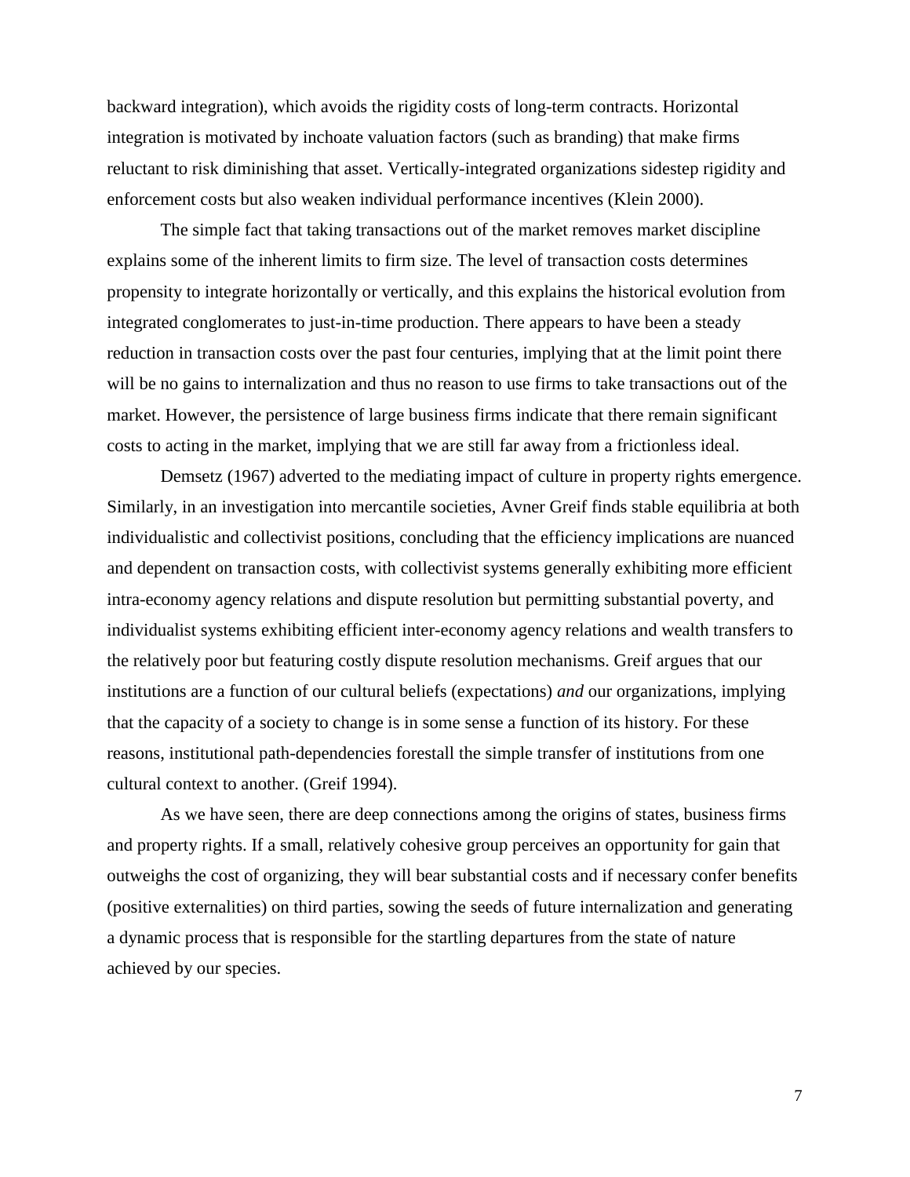backward integration), which avoids the rigidity costs of long-term contracts. Horizontal integration is motivated by inchoate valuation factors (such as branding) that make firms reluctant to risk diminishing that asset. Vertically-integrated organizations sidestep rigidity and enforcement costs but also weaken individual performance incentives (Klein 2000).

The simple fact that taking transactions out of the market removes market discipline explains some of the inherent limits to firm size. The level of transaction costs determines propensity to integrate horizontally or vertically, and this explains the historical evolution from integrated conglomerates to just-in-time production. There appears to have been a steady reduction in transaction costs over the past four centuries, implying that at the limit point there will be no gains to internalization and thus no reason to use firms to take transactions out of the market. However, the persistence of large business firms indicate that there remain significant costs to acting in the market, implying that we are still far away from a frictionless ideal.

Demsetz (1967) adverted to the mediating impact of culture in property rights emergence. Similarly, in an investigation into mercantile societies, Avner Greif finds stable equilibria at both individualistic and collectivist positions, concluding that the efficiency implications are nuanced and dependent on transaction costs, with collectivist systems generally exhibiting more efficient intra-economy agency relations and dispute resolution but permitting substantial poverty, and individualist systems exhibiting efficient inter-economy agency relations and wealth transfers to the relatively poor but featuring costly dispute resolution mechanisms. Greif argues that our institutions are a function of our cultural beliefs (expectations) *and* our organizations, implying that the capacity of a society to change is in some sense a function of its history. For these reasons, institutional path-dependencies forestall the simple transfer of institutions from one cultural context to another. (Greif 1994).

As we have seen, there are deep connections among the origins of states, business firms and property rights. If a small, relatively cohesive group perceives an opportunity for gain that outweighs the cost of organizing, they will bear substantial costs and if necessary confer benefits (positive externalities) on third parties, sowing the seeds of future internalization and generating a dynamic process that is responsible for the startling departures from the state of nature achieved by our species.